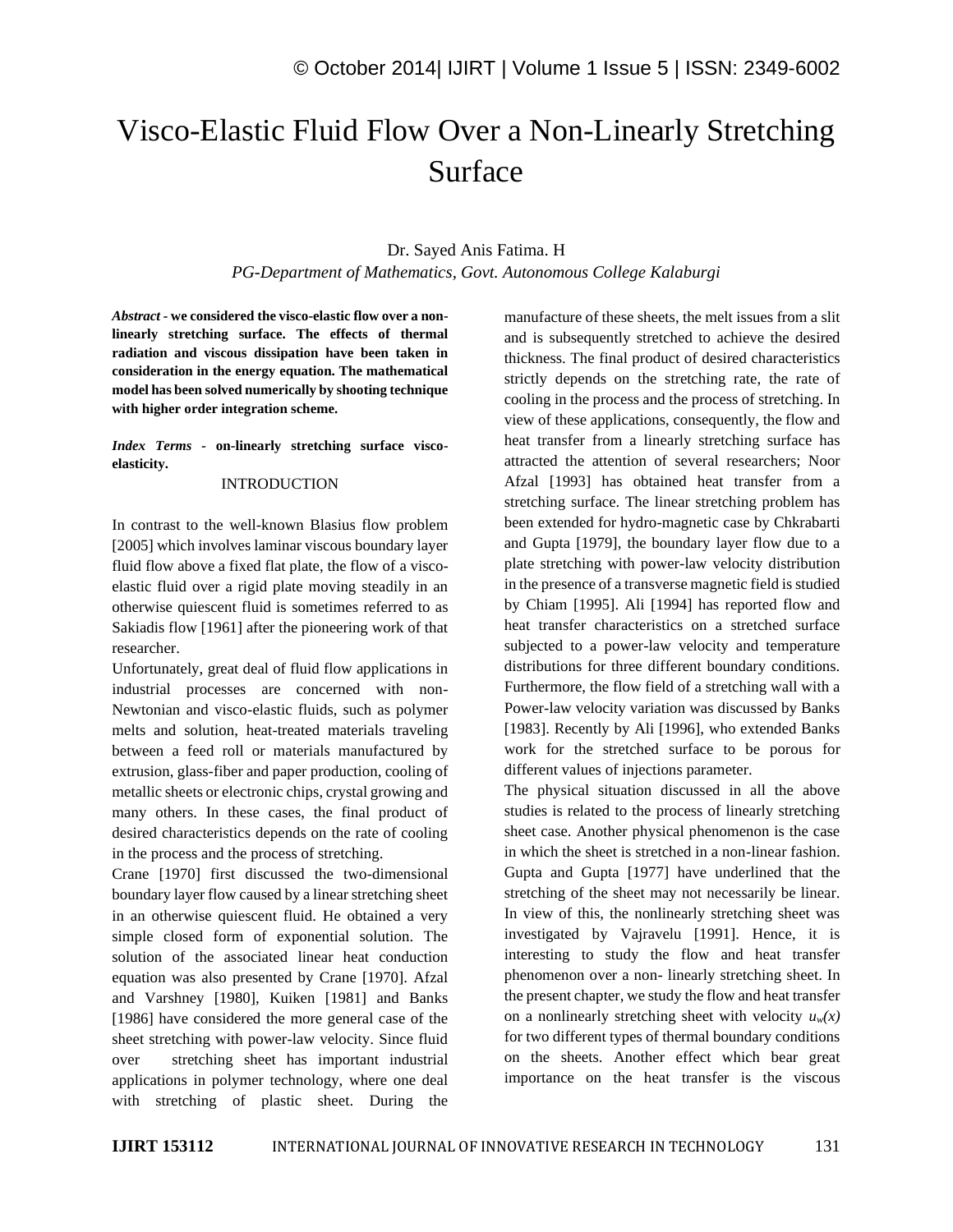# Visco-Elastic Fluid Flow Over a Non-Linearly Stretching Surface

Dr. Sayed Anis Fatima. H

*PG-Department of Mathematics, Govt. Autonomous College Kalaburgi*

***Abstract*** **- we considered the visco-elastic flow over a non-linearly stretching surface. The effects of thermal radiation and viscous dissipation have been taken in consideration in the energy equation. The mathematical model has been solved numerically by shooting technique with higher order integration scheme.**

***Index Terms*** **- on-linearly stretching surface visco-elasticity.**

## INTRODUCTION

In contrast to the well-known Blasius flow problem [2005] which involves laminar viscous boundary layer fluid flow above a fixed flat plate, the flow of a visco-elastic fluid over a rigid plate moving steadily in an otherwise quiescent fluid is sometimes referred to as Sakiadis flow [1961] after the pioneering work of that researcher.

Unfortunately, great deal of fluid flow applications in industrial processes are concerned with non-Newtonian and visco-elastic fluids, such as polymer melts and solution, heat-treated materials traveling between a feed roll or materials manufactured by extrusion, glass-fiber and paper production, cooling of metallic sheets or electronic chips, crystal growing and many others. In these cases, the final product of desired characteristics depends on the rate of cooling in the process and the process of stretching.

Crane [1970] first discussed the two-dimensional boundary layer flow caused by a linear stretching sheet in an otherwise quiescent fluid. He obtained a very simple closed form of exponential solution. The solution of the associated linear heat conduction equation was also presented by Crane [1970]. Afzal and Varshney [1980], Kuiken [1981] and Banks [1986] have considered the more general case of the sheet stretching with power-law velocity. Since fluid over stretching sheet has important industrial applications in polymer technology, where one deal with stretching of plastic sheet. During the manufacture of these sheets, the melt issues from a slit and is subsequently stretched to achieve the desired thickness. The final product of desired characteristics strictly depends on the stretching rate, the rate of cooling in the process and the process of stretching. In view of these applications, consequently, the flow and heat transfer from a linearly stretching surface has attracted the attention of several researchers; Noor Afzal [1993] has obtained heat transfer from a stretching surface. The linear stretching problem has been extended for hydro-magnetic case by Chkrabarti and Gupta [1979], the boundary layer flow due to a plate stretching with power-law velocity distribution in the presence of a transverse magnetic field is studied by Chiam [1995]. Ali [1994] has reported flow and heat transfer characteristics on a stretched surface subjected to a power-law velocity and temperature distributions for three different boundary conditions. Furthermore, the flow field of a stretching wall with a Power-law velocity variation was discussed by Banks [1983]. Recently by Ali [1996], who extended Banks work for the stretched surface to be porous for different values of injections parameter.

The physical situation discussed in all the above studies is related to the process of linearly stretching sheet case. Another physical phenomenon is the case in which the sheet is stretched in a non-linear fashion. Gupta and Gupta [1977] have underlined that the stretching of the sheet may not necessarily be linear. In view of this, the nonlinearly stretching sheet was investigated by Vajravelu [1991]. Hence, it is interesting to study the flow and heat transfer phenomenon over a non- linearly stretching sheet. In the present chapter, we study the flow and heat transfer on a nonlinearly stretching sheet with velocity $u_w(x)$ for two different types of thermal boundary conditions on the sheets. Another effect which bear great importance on the heat transfer is the viscous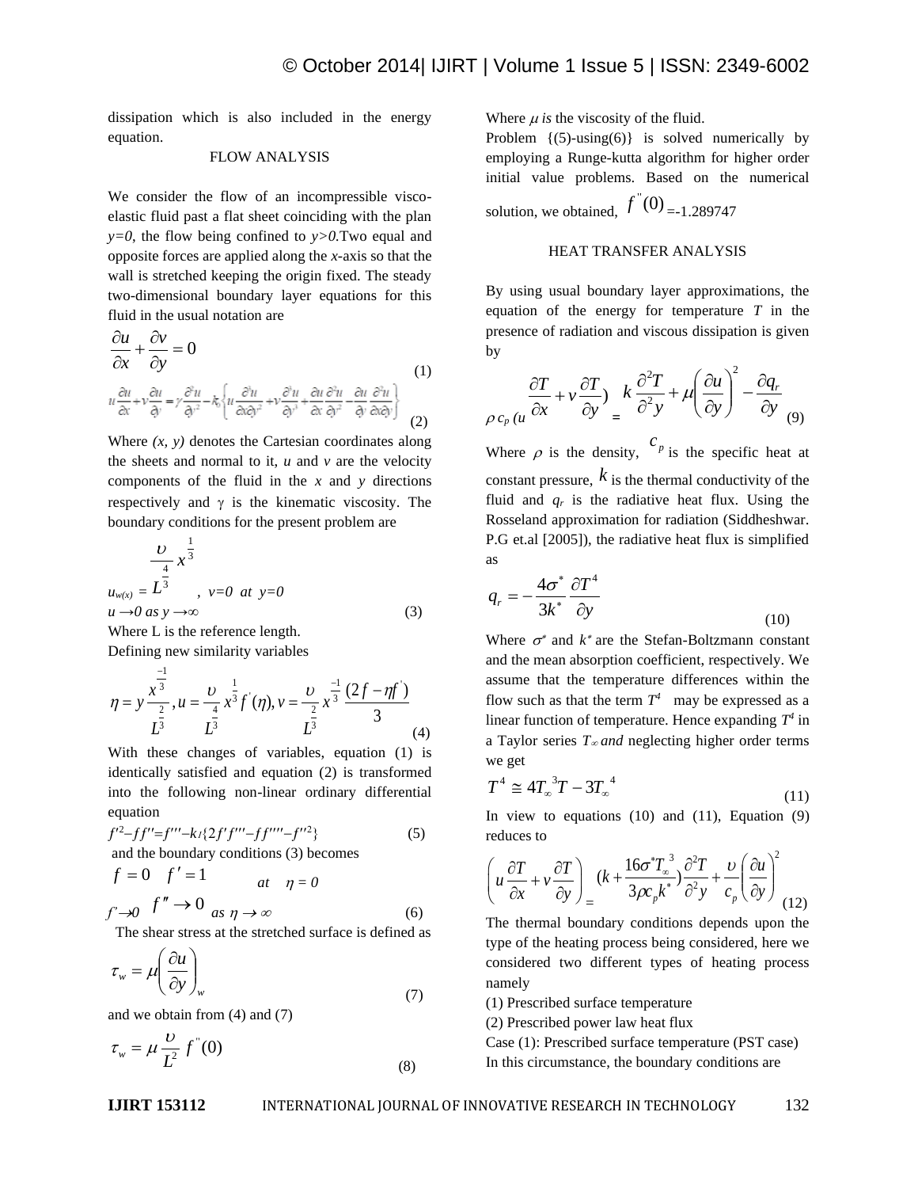dissipation which is also included in the energy equation.

## FLOW ANALYSIS

We consider the flow of an incompressible visco-elastic fluid past a flat sheet coinciding with the plan $y=0$, the flow being confined to $y>0$.Two equal and opposite forces are applied along the $x$-axis so that the wall is stretched keeping the origin fixed. The steady two-dimensional boundary layer equations for this fluid in the usual notation are

$$\frac{\partial u}{\partial x}+\frac{\partial v}{\partial y}=0 \tag{1}$$

$$u\frac{\partial u}{\partial x}+v\frac{\partial u}{\partial y}=\gamma\frac{\partial^2 u}{\partial y^2}-k_0\left\{u\frac{\partial^3 u}{\partial x\partial y^2}+v\frac{\partial^3 u}{\partial y^3}+\frac{\partial u}{\partial x}\frac{\partial^2 u}{\partial y^2}-\frac{\partial u}{\partial y}\frac{\partial^2 u}{\partial x\partial y}\right\} \tag{2}$$

Where $(x, y)$ denotes the Cartesian coordinates along the sheets and normal to it, $u$ and $v$ are the velocity components of the fluid in the $x$ and $y$ directions respectively and $\gamma$ is the kinematic viscosity. The boundary conditions for the present problem are

$$u_{w(x)}=\frac{\upsilon}{L^{\frac{4}{3}}}x^{\frac{1}{3}}, \quad v=0 \ \ at \ \ y=0$$

$$u \to 0 \ as \ y \to \infty \tag{3}$$

Where L is the reference length.

Defining new similarity variables

$$\eta=y\frac{x^{\frac{-1}{3}}}{L^{\frac{2}{3}}}, u=\frac{\upsilon}{L^{\frac{4}{3}}}x^{\frac{1}{3}}f^{'}(\eta), v=\frac{\upsilon}{L^{\frac{2}{3}}}x^{\frac{-1}{3}}\frac{(2f-\eta f^{'})}{3} \tag{4}$$

With these changes of variables, equation (1) is identically satisfied and equation (2) is transformed into the following non-linear ordinary differential equation

$$f'^2-ff''=f'''-k_1\{2f'f'''-ff''''-f''^2\} \tag{5}$$

and the boundary conditions (3) becomes

$$f=0 \quad f'=1 \qquad at \quad \eta=0$$

$$f'\to 0 \quad f''\to 0 \ \ as \ \eta \to \infty \tag{6}$$

The shear stress at the stretched surface is defined as

$$\tau_w=\mu\left(\frac{\partial u}{\partial y}\right)_w \tag{7}$$

and we obtain from (4) and (7)

$$\tau_w=\mu\frac{\upsilon}{L^2}f^{''}(0) \tag{8}$$

Where $\mu$ *is* the viscosity of the fluid.

Problem {(5)-using(6)} is solved numerically by employing a Runge-kutta algorithm for higher order initial value problems. Based on the numerical solution, we obtained, $f^{''}(0)$=-1.289747

## HEAT TRANSFER ANALYSIS

By using usual boundary layer approximations, the equation of the energy for temperature $T$ in the presence of radiation and viscous dissipation is given by

$$\rho c_p\left(u\frac{\partial T}{\partial x}+v\frac{\partial T}{\partial y}\right)=k\frac{\partial^2 T}{\partial^2 y}+\mu\left(\frac{\partial u}{\partial y}\right)^2-\frac{\partial q_r}{\partial y} \tag{9}$$

Where $\rho$ is the density, $c_p$ is the specific heat at constant pressure, $k$ is the thermal conductivity of the fluid and $q_r$ is the radiative heat flux. Using the Rosseland approximation for radiation (Siddheshwar. P.G et.al [2005]), the radiative heat flux is simplified as

$$q_r=-\frac{4\sigma^*}{3k^*}\frac{\partial T^4}{\partial y} \tag{10}$$

Where $\sigma^*$ and $k^*$ are the Stefan-Boltzmann constant and the mean absorption coefficient, respectively. We assume that the temperature differences within the flow such as that the term $T^4$ may be expressed as a linear function of temperature. Hence expanding $T^4$ in a Taylor series $T_\infty$ *and* neglecting higher order terms we get

$$T^4 \cong 4T_\infty^{\ 3}T-3T_\infty^{\ 4} \tag{11}$$

In view to equations (10) and (11), Equation (9) reduces to

$$\left(u\frac{\partial T}{\partial x}+v\frac{\partial T}{\partial y}\right)=(k+\frac{16\sigma^* T_\infty^{\ 3}}{3\rho c_p k^*})\frac{\partial^2 T}{\partial^2 y}+\frac{\upsilon}{c_p}\left(\frac{\partial u}{\partial y}\right)^2 \tag{12}$$

The thermal boundary conditions depends upon the type of the heating process being considered, here we considered two different types of heating process namely

(1) Prescribed surface temperature

(2) Prescribed power law heat flux

Case (1): Prescribed surface temperature (PST case)

In this circumstance, the boundary conditions are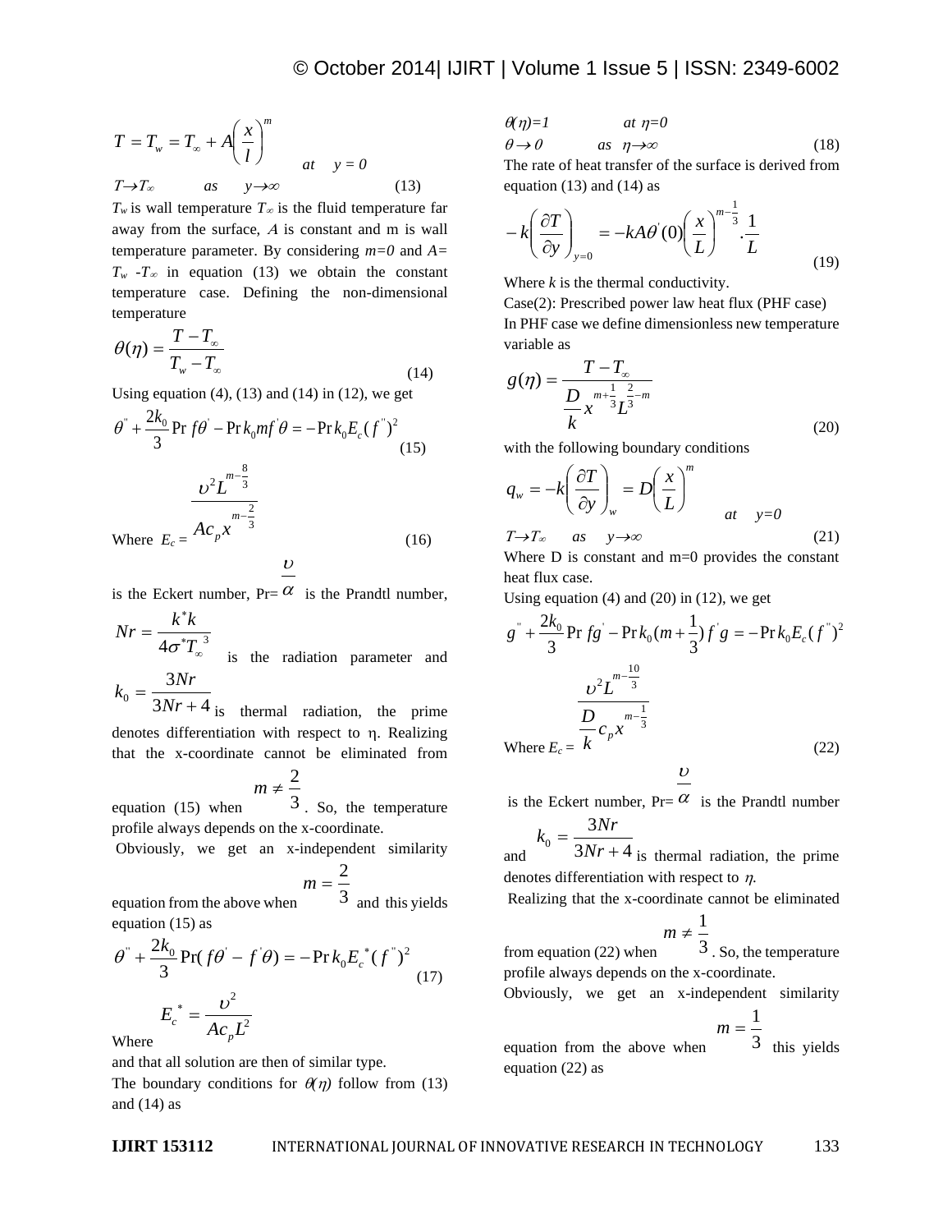$$T = T_w = T_\infty + A\left(\frac{x}{l}\right)^m \quad at \quad y = 0$$

$$T \to T_\infty \quad as \quad y \to \infty \tag{13}$$

$T_w$ is wall temperature $T_\infty$ is the fluid temperature far away from the surface, $A$ is constant and m is wall temperature parameter. By considering $m=0$ and $A= T_w - T_\infty$ in equation (13) we obtain the constant temperature case. Defining the non-dimensional temperature

$$\theta(\eta) = \frac{T - T_\infty}{T_w - T_\infty} \tag{14}$$

Using equation (4), (13) and (14) in (12), we get

$$\theta'' + \frac{2k_0}{3}\Pr f\theta' - \Pr k_0 m f'\theta = -\Pr k_0 E_c (f'')^2 \tag{15}$$

Where $E_c = \dfrac{\upsilon^2 L^{m-\frac{8}{3}}}{A c_p x^{m-\frac{2}{3}}}$ (16)

is the Eckert number, $\Pr = \dfrac{\upsilon}{\alpha}$ is the Prandtl number, $Nr = \dfrac{k^* k}{4\sigma^* T_\infty^3}$ is the radiation parameter and $k_0 = \dfrac{3Nr}{3Nr+4}$ is thermal radiation, the prime denotes differentiation with respect to η. Realizing that the x-coordinate cannot be eliminated from equation (15) when $m \neq \frac{2}{3}$. So, the temperature profile always depends on the x-coordinate.

Obviously, we get an x-independent similarity equation from the above when $m = \frac{2}{3}$ and this yields equation (15) as

$$\theta'' + \frac{2k_0}{3}\Pr(f\theta' - f'\theta) = -\Pr k_0 E_c^* (f'')^2 \tag{17}$$

Where $E_c^* = \dfrac{\upsilon^2}{A c_p L^2}$

and that all solution are then of similar type.

The boundary conditions for $\theta(\eta)$ follow from (13) and (14) as

$$\theta(\eta) = 1 \quad at \quad \eta = 0$$

$$\theta \to 0 \quad as \quad \eta \to \infty \tag{18}$$

The rate of heat transfer of the surface is derived from equation (13) and (14) as

$$-k\left(\frac{\partial T}{\partial y}\right)_{y=0} = -kA\theta'(0)\left(\frac{x}{L}\right)^{m-\frac{1}{3}} \cdot \frac{1}{L} \tag{19}$$

Where $k$ is the thermal conductivity.

Case(2): Prescribed power law heat flux (PHF case)

In PHF case we define dimensionless new temperature variable as

$$g(\eta) = \frac{T - T_\infty}{\frac{D}{k} x^{m+\frac{1}{3}} L^{\frac{2}{3}-m}} \tag{20}$$

with the following boundary conditions

$$q_w = -k\left(\frac{\partial T}{\partial y}\right)_w = D\left(\frac{x}{L}\right)^m \quad at \quad y=0$$

$$T \to T_\infty \quad as \quad y \to \infty \tag{21}$$

Where D is constant and m=0 provides the constant heat flux case.

Using equation (4) and (20) in (12), we get

$$g'' + \frac{2k_0}{3}\Pr fg' - \Pr k_0 (m + \frac{1}{3}) f' g = -\Pr k_0 E_c (f'')^2$$

Where $E_c = \dfrac{\upsilon^2 L^{m-\frac{10}{3}}}{\frac{D}{k} c_p x^{m-\frac{1}{3}}}$ (22)

is the Eckert number, $\Pr = \dfrac{\upsilon}{\alpha}$ is the Prandtl number and $k_0 = \dfrac{3Nr}{3Nr+4}$ is thermal radiation, the prime denotes differentiation with respect to $\eta$.

Realizing that the x-coordinate cannot be eliminated from equation (22) when $m \neq \frac{1}{3}$. So, the temperature profile always depends on the x-coordinate.

Obviously, we get an x-independent similarity equation from the above when $m = \frac{1}{3}$ this yields equation (22) as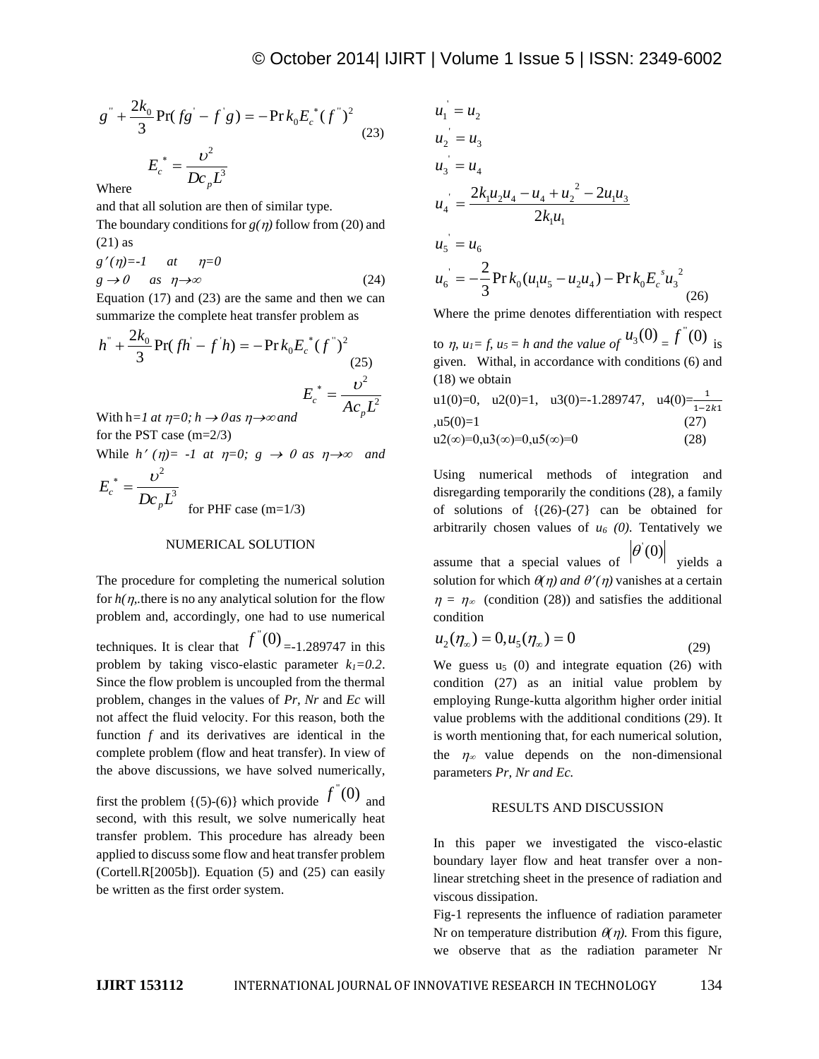$$g'' + \frac{2k_0}{3}\Pr(fg' - f'g) = -\Pr k_0 E_c^{*}(f'')^2 \tag{23}$$

Where $E_c^{*} = \frac{\upsilon^2}{Dc_p L^3}$

and that all solution are then of similar type.

The boundary conditions for $g(\eta)$ follow from (20) and (21) as

$g'(\eta)=-1$ at $\eta=0$

$g \to 0$ as $\eta \to \infty$ (24)

Equation (17) and (23) are the same and then we can summarize the complete heat transfer problem as

$$h'' + \frac{2k_0}{3}\Pr(fh' - f'h) = -\Pr k_0 E_c^{*}(f'')^2 \tag{25}$$

$$E_c^{*} = \frac{\upsilon^2}{Ac_p L^2}$$

With $h=1$ at $\eta=0$; $h \to 0$ as $\eta \to \infty$ and for the PST case (m=2/3)

While $h'(\eta)=-1$ at $\eta=0$; $g \to 0$ as $\eta \to \infty$ and

$E_c^{*} = \frac{\upsilon^2}{Dc_p L^3}$ for PHF case (m=1/3)

## NUMERICAL SOLUTION

The procedure for completing the numerical solution for $h(\eta$,.there is no any analytical solution for the flow problem and, accordingly, one had to use numerical techniques. It is clear that $f''(0)$=-1.289747 in this problem by taking visco-elastic parameter $k_1=0.2$. Since the flow problem is uncoupled from the thermal problem, changes in the values of *Pr, Nr* and *Ec* will not affect the fluid velocity. For this reason, both the function *f* and its derivatives are identical in the complete problem (flow and heat transfer). In view of the above discussions, we have solved numerically, first the problem {(5)-(6)} which provide $f''(0)$ and second, with this result, we solve numerically heat transfer problem. This procedure has already been applied to discuss some flow and heat transfer problem (Cortell.R[2005b]). Equation (5) and (25) can easily be written as the first order system.

$$\begin{aligned}
u_1' &= u_2 \\
u_2' &= u_3 \\
u_3' &= u_4 \\
u_4' &= \frac{2k_1u_2u_4 - u_4 + u_2^{\,2} - 2u_1u_3}{2k_1u_1} \\
u_5' &= u_6 \\
u_6' &= -\frac{2}{3}\Pr k_0(u_1u_5 - u_2u_4) - \Pr k_0 E_c^{\,s} u_3^{\,2}
\end{aligned} \tag{26}$$

Where the prime denotes differentiation with respect to $\eta$, $u_1 = f$, $u_5 = h$ and the value of $u_3(0) = f''(0)$ is given. Withal, in accordance with conditions (6) and (18) we obtain

u1(0)=0, u2(0)=1, u3(0)=-1.289747, u4(0)=$\frac{1}{1-2k1}$ ,u5(0)=1 (27)

u2(∞)=0,u3(∞)=0,u5(∞)=0 (28)

Using numerical methods of integration and disregarding temporarily the conditions (28), a family of solutions of {(26)-(27} can be obtained for arbitrarily chosen values of $u_6(0)$. Tentatively we assume that a special values of $|\theta'(0)|$ yields a solution for which $\theta(\eta)$ and $\theta'(\eta)$ vanishes at a certain $\eta = \eta_\infty$ (condition (28)) and satisfies the additional condition

$$u_2(\eta_\infty) = 0, u_5(\eta_\infty) = 0 \tag{29}$$

We guess $u_5$ (0) and integrate equation (26) with condition (27) as an initial value problem by employing Runge-kutta algorithm higher order initial value problems with the additional conditions (29). It is worth mentioning that, for each numerical solution, the $\eta_\infty$ value depends on the non-dimensional parameters *Pr, Nr and Ec.*

## RESULTS AND DISCUSSION

In this paper we investigated the visco-elastic boundary layer flow and heat transfer over a non-linear stretching sheet in the presence of radiation and viscous dissipation.

Fig-1 represents the influence of radiation parameter Nr on temperature distribution $\theta(\eta)$. From this figure, we observe that as the radiation parameter Nr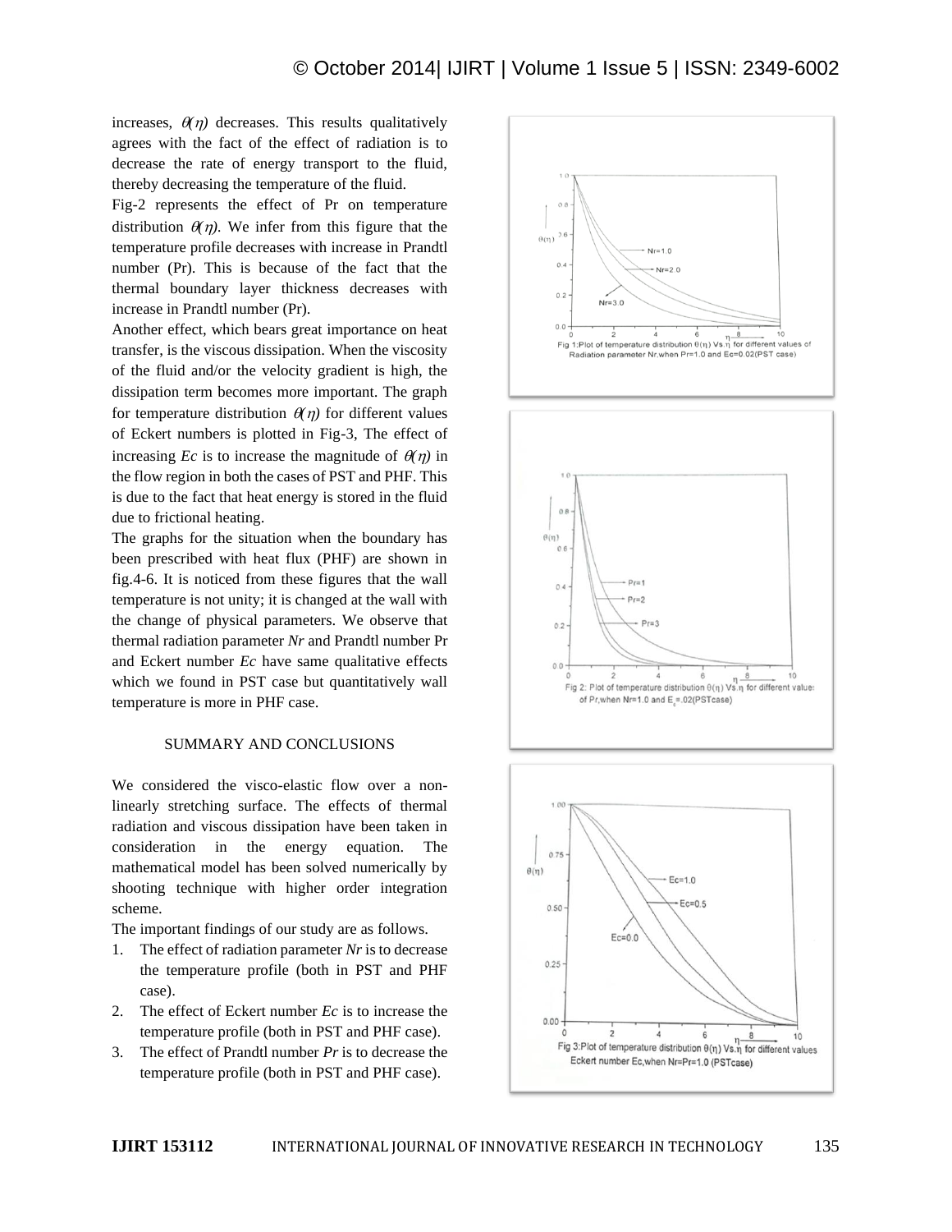increases, $\theta(\eta)$ decreases. This results qualitatively agrees with the fact of the effect of radiation is to decrease the rate of energy transport to the fluid, thereby decreasing the temperature of the fluid.

Fig-2 represents the effect of Pr on temperature distribution $\theta(\eta)$. We infer from this figure that the temperature profile decreases with increase in Prandtl number (Pr). This is because of the fact that the thermal boundary layer thickness decreases with increase in Prandtl number (Pr).

Another effect, which bears great importance on heat transfer, is the viscous dissipation. When the viscosity of the fluid and/or the velocity gradient is high, the dissipation term becomes more important. The graph for temperature distribution $\theta(\eta)$ for different values of Eckert numbers is plotted in Fig-3, The effect of increasing *Ec* is to increase the magnitude of $\theta(\eta)$ in the flow region in both the cases of PST and PHF. This is due to the fact that heat energy is stored in the fluid due to frictional heating.

The graphs for the situation when the boundary has been prescribed with heat flux (PHF) are shown in fig.4-6. It is noticed from these figures that the wall temperature is not unity; it is changed at the wall with the change of physical parameters. We observe that thermal radiation parameter *Nr* and Prandtl number Pr and Eckert number *Ec* have same qualitative effects which we found in PST case but quantitatively wall temperature is more in PHF case.

Fig 1: Plot of temperature distribution $\theta(\eta)$ Vs. $\eta$ for different values of Radiation parameter Nr, when Pr=1.0 and Ec=0.02(PST case)

Fig 2: Plot of temperature distribution $\theta(\eta)$ Vs. $\eta$ for different values of Pr, when Nr=1.0 and $E_c$=.02(PSTcase)

Fig 3: Plot of temperature distribution $\theta(\eta)$ Vs. $\eta$ for different values Eckert number Ec, when Nr=Pr=1.0 (PSTcase)

## SUMMARY AND CONCLUSIONS

We considered the visco-elastic flow over a non-linearly stretching surface. The effects of thermal radiation and viscous dissipation have been taken in consideration in the energy equation. The mathematical model has been solved numerically by shooting technique with higher order integration scheme.

The important findings of our study are as follows.

1. The effect of radiation parameter *Nr* is to decrease the temperature profile (both in PST and PHF case).
2. The effect of Eckert number *Ec* is to increase the temperature profile (both in PST and PHF case).
3. The effect of Prandtl number *Pr* is to decrease the temperature profile (both in PST and PHF case).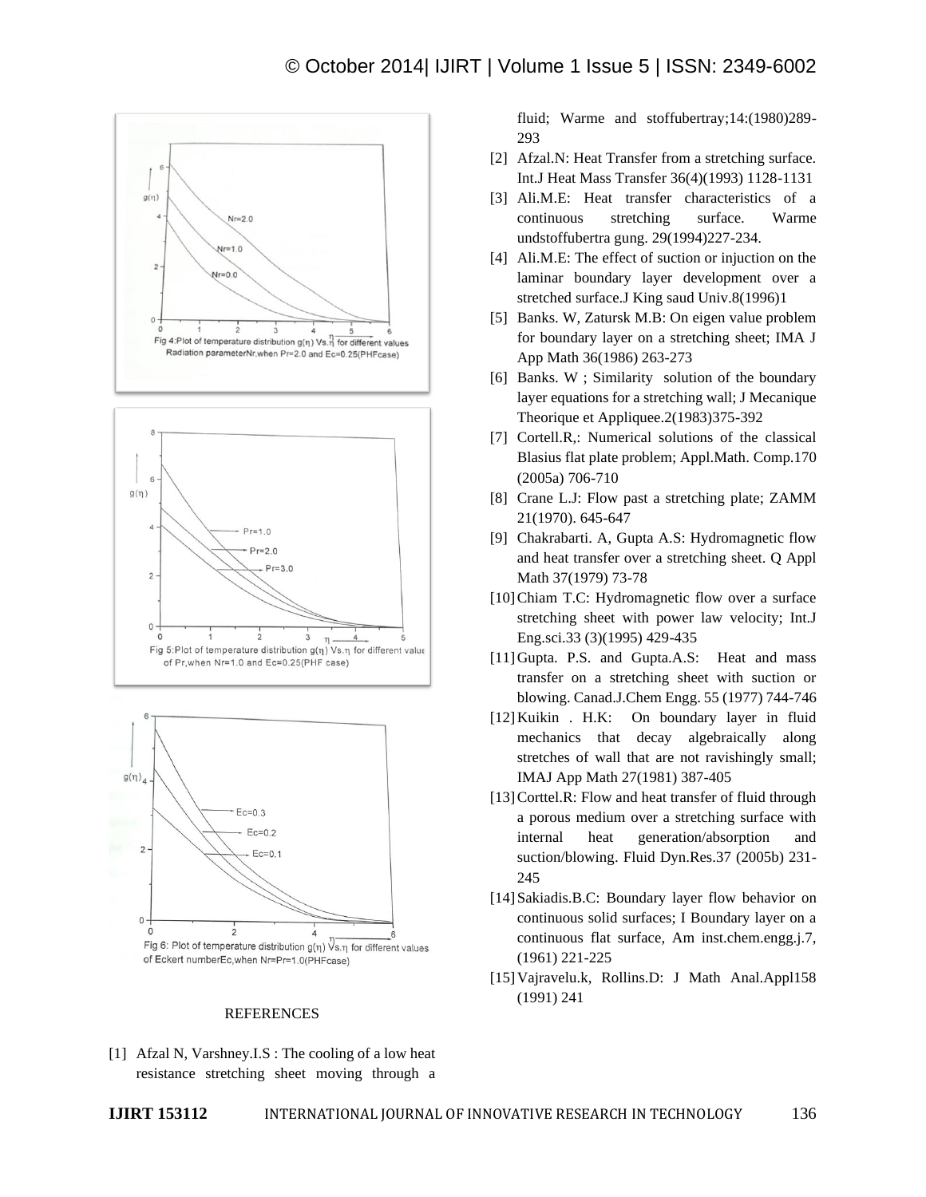g(η)

6

4

2

0

0 1 2 3 4 5 6

Nr=2.0

Nr=1.0

Nr=0.0

η

Fig 4:Plot of temperature distribution g(η) Vs.η for different values Radiation parameterNr,when Pr=2.0 and Ec=0.25(PHFcase)

8

6

g(η)

4

2

0

0 1 2 3 4 5

Pr=1.0

Pr=2.0

Pr=3.0

η

Fig 5:Plot of temperature distribution g(η) Vs.η for different value of Pr,when Nr=1.0 and Ec=0.25(PHF case)

6

g(η) 4

2

0

0 2 4 6

Ec=0.3

Ec=0.2

Ec=0.1

η

Fig 6: Plot of temperature distribution g(η) Vs.η for different values of Eckert numberEc,when Nr=Pr=1.0(PHFcase)

## REFERENCES

[1] Afzal N, Varshney.I.S : The cooling of a low heat resistance stretching sheet moving through a fluid; Warme and stoffubertray;14:(1980)289-293

[2] Afzal.N: Heat Transfer from a stretching surface. Int.J Heat Mass Transfer 36(4)(1993) 1128-1131

[3] Ali.M.E: Heat transfer characteristics of a continuous stretching surface. Warme undstoffubertra gung. 29(1994)227-234.

[4] Ali.M.E: The effect of suction or injuction on the laminar boundary layer development over a stretched surface.J King saud Univ.8(1996)1

[5] Banks. W, Zatursk M.B: On eigen value problem for boundary layer on a stretching sheet; IMA J App Math 36(1986) 263-273

[6] Banks. W ; Similarity solution of the boundary layer equations for a stretching wall; J Mecanique Theorique et Appliquee.2(1983)375-392

[7] Cortell.R,: Numerical solutions of the classical Blasius flat plate problem; Appl.Math. Comp.170 (2005a) 706-710

[8] Crane L.J: Flow past a stretching plate; ZAMM 21(1970). 645-647

[9] Chakrabarti. A, Gupta A.S: Hydromagnetic flow and heat transfer over a stretching sheet. Q Appl Math 37(1979) 73-78

[10] Chiam T.C: Hydromagnetic flow over a surface stretching sheet with power law velocity; Int.J Eng.sci.33 (3)(1995) 429-435

[11] Gupta. P.S. and Gupta.A.S: Heat and mass transfer on a stretching sheet with suction or blowing. Canad.J.Chem Engg. 55 (1977) 744-746

[12] Kuikin . H.K: On boundary layer in fluid mechanics that decay algebraically along stretches of wall that are not ravishingly small; IMAJ App Math 27(1981) 387-405

[13] Corttel.R: Flow and heat transfer of fluid through a porous medium over a stretching surface with internal heat generation/absorption and suction/blowing. Fluid Dyn.Res.37 (2005b) 231-245

[14] Sakiadis.B.C: Boundary layer flow behavior on continuous solid surfaces; I Boundary layer on a continuous flat surface, Am inst.chem.engg.j.7, (1961) 221-225

[15] Vajravelu.k, Rollins.D: J Math Anal.Appl158 (1991) 241